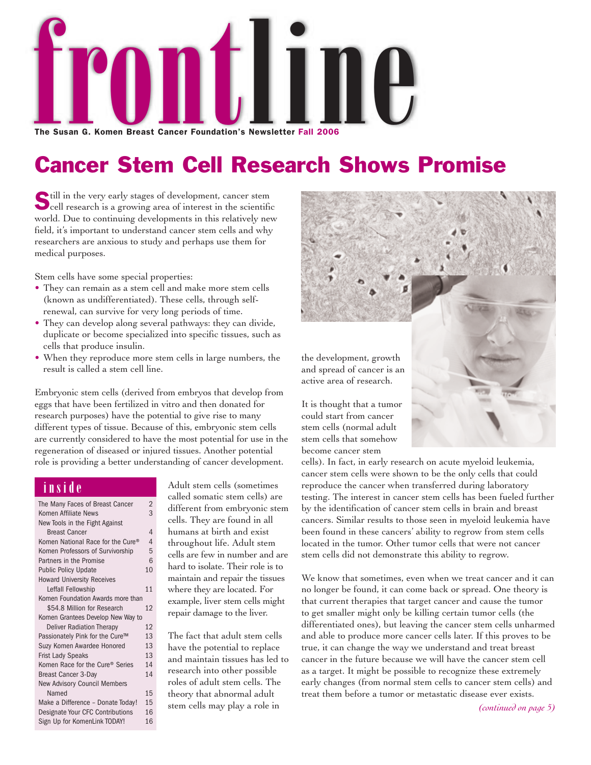# frontline

**The Susan G. Komen Breast Cancer Foundation's Newsletter Fall 2006**

# Cancer Stem Cell Research Shows Promise

Still in the very early stages of development, cancer stem cell research is a growing area of interest in the scientific world. Due to continuing developments in this relatively new field, it's important to understand cancer stem cells and why researchers are anxious to study and perhaps use them for medical purposes.

Stem cells have some special properties:

- They can remain as a stem cell and make more stem cells (known as undifferentiated). These cells, through self-renewal, can survive for very long periods of time.
- They can develop along several pathways: they can divide, duplicate or become specialized into specific tissues, such as cells that produce insulin.
- When they reproduce more stem cells in large numbers, the result is called a stem cell line.

Embryonic stem cells (derived from embryos that develop from eggs that have been fertilized in vitro and then donated for research purposes) have the potential to give rise to many different types of tissue. Because of this, embryonic stem cells are currently considered to have the most potential for use in the regeneration of diseased or injured tissues. Another potential role is providing a better understanding of cancer development.

Adult stem cells (sometimes called somatic stem cells) are different from embryonic stem cells. They are found in all humans at birth and exist throughout life. Adult stem cells are few in number and are hard to isolate. Their role is to maintain and repair the tissues where they are located. For example, liver stem cells might repair damage to the liver.

The fact that adult stem cells have the potential to replace and maintain tissues has led to research into other possible roles of adult stem cells. The theory that abnormal adult stem cells may play a role in the development, growth and spread of cancer is an active area of research.

It is thought that a tumor could start from cancer stem cells (normal adult stem cells that somehow become cancer stem cells). In fact, in early research on acute myeloid leukemia, cancer stem cells were shown to be the only cells that could reproduce the cancer when transferred during laboratory testing. The interest in cancer stem cells has been fueled further by the identification of cancer stem cells in brain and breast cancers. Similar results to those seen in myeloid leukemia have been found in these cancers' ability to regrow from stem cells located in the tumor. Other tumor cells that were not cancer stem cells did not demonstrate this ability to regrow.

We know that sometimes, even when we treat cancer and it can no longer be found, it can come back or spread. One theory is that current therapies that target cancer and cause the tumor to get smaller might only be killing certain tumor cells (the differentiated ones), but leaving the cancer stem cells unharmed and able to produce more cancer cells later. If this proves to be true, it can change the way we understand and treat breast cancer in the future because we will have the cancer stem cell as a target. It might be possible to recognize these extremely early changes (from normal stem cells to cancer stem cells) and treat them before a tumor or metastatic disease ever exists.

*(continued on page 5)*

## inside

| | |
|---|---|
| The Many Faces of Breast Cancer | 2 |
| Komen Affiliate News | 3 |
| New Tools in the Fight Against Breast Cancer | 4 |
| Komen National Race for the Cure® | 4 |
| Komen Professors of Survivorship | 5 |
| Partners in the Promise | 6 |
| Public Policy Update | 10 |
| Howard University Receives Leffall Fellowship | 11 |
| Komen Foundation Awards more than $54.8 Million for Research | 12 |
| Komen Grantees Develop New Way to Deliver Radiation Therapy | 12 |
| Passionately Pink for the Cure™ | 13 |
| Suzy Komen Awardee Honored | 13 |
| Frist Lady Speaks | 13 |
| Komen Race for the Cure® Series | 14 |
| Breast Cancer 3-Day | 14 |
| New Advisory Council Members Named | 15 |
| Make a Difference – Donate Today! | 15 |
| Designate Your CFC Contributions | 16 |
| Sign Up for KomenLink TODAY! | 16 |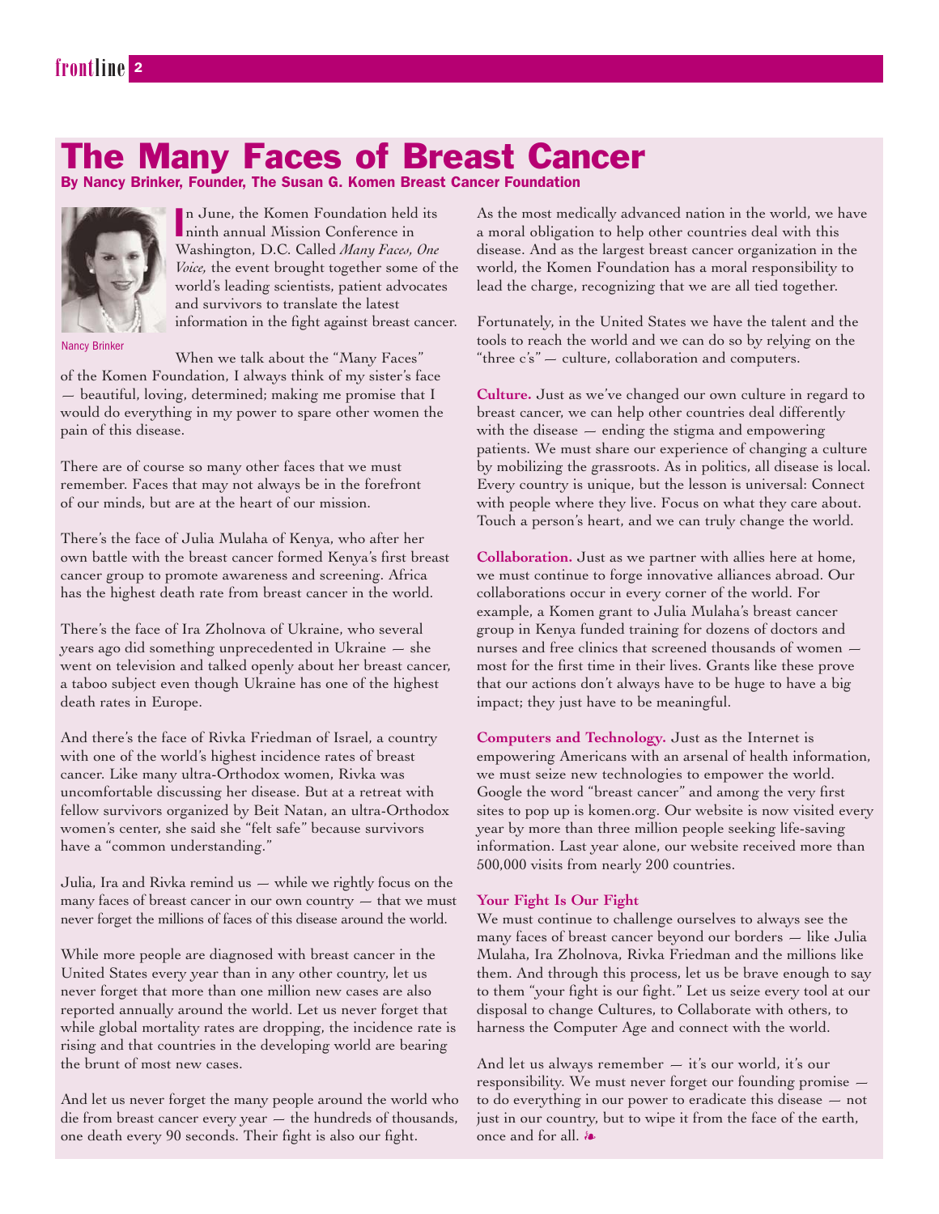# The Many Faces of Breast Cancer

**By Nancy Brinker, Founder, The Susan G. Komen Breast Cancer Foundation**

Nancy Brinker

In June, the Komen Foundation held its ninth annual Mission Conference in Washington, D.C. Called *Many Faces, One Voice,* the event brought together some of the world's leading scientists, patient advocates and survivors to translate the latest information in the fight against breast cancer.

When we talk about the "Many Faces" of the Komen Foundation, I always think of my sister's face — beautiful, loving, determined; making me promise that I would do everything in my power to spare other women the pain of this disease.

There are of course so many other faces that we must remember. Faces that may not always be in the forefront of our minds, but are at the heart of our mission.

There's the face of Julia Mulaha of Kenya, who after her own battle with the breast cancer formed Kenya's first breast cancer group to promote awareness and screening. Africa has the highest death rate from breast cancer in the world.

There's the face of Ira Zholnova of Ukraine, who several years ago did something unprecedented in Ukraine — she went on television and talked openly about her breast cancer, a taboo subject even though Ukraine has one of the highest death rates in Europe.

And there's the face of Rivka Friedman of Israel, a country with one of the world's highest incidence rates of breast cancer. Like many ultra-Orthodox women, Rivka was uncomfortable discussing her disease. But at a retreat with fellow survivors organized by Beit Natan, an ultra-Orthodox women's center, she said she "felt safe" because survivors have a "common understanding."

Julia, Ira and Rivka remind us — while we rightly focus on the many faces of breast cancer in our own country — that we must never forget the millions of faces of this disease around the world.

While more people are diagnosed with breast cancer in the United States every year than in any other country, let us never forget that more than one million new cases are also reported annually around the world. Let us never forget that while global mortality rates are dropping, the incidence rate is rising and that countries in the developing world are bearing the brunt of most new cases.

And let us never forget the many people around the world who die from breast cancer every year — the hundreds of thousands, one death every 90 seconds. Their fight is also our fight.

As the most medically advanced nation in the world, we have a moral obligation to help other countries deal with this disease. And as the largest breast cancer organization in the world, the Komen Foundation has a moral responsibility to lead the charge, recognizing that we are all tied together.

Fortunately, in the United States we have the talent and the tools to reach the world and we can do so by relying on the "three c's" — culture, collaboration and computers.

**Culture.** Just as we've changed our own culture in regard to breast cancer, we can help other countries deal differently with the disease — ending the stigma and empowering patients. We must share our experience of changing a culture by mobilizing the grassroots. As in politics, all disease is local. Every country is unique, but the lesson is universal: Connect with people where they live. Focus on what they care about. Touch a person's heart, and we can truly change the world.

**Collaboration.** Just as we partner with allies here at home, we must continue to forge innovative alliances abroad. Our collaborations occur in every corner of the world. For example, a Komen grant to Julia Mulaha's breast cancer group in Kenya funded training for dozens of doctors and nurses and free clinics that screened thousands of women — most for the first time in their lives. Grants like these prove that our actions don't always have to be huge to have a big impact; they just have to be meaningful.

**Computers and Technology.** Just as the Internet is empowering Americans with an arsenal of health information, we must seize new technologies to empower the world. Google the word "breast cancer" and among the very first sites to pop up is komen.org. Our website is now visited every year by more than three million people seeking life-saving information. Last year alone, our website received more than 500,000 visits from nearly 200 countries.

**Your Fight Is Our Fight**

We must continue to challenge ourselves to always see the many faces of breast cancer beyond our borders — like Julia Mulaha, Ira Zholnova, Rivka Friedman and the millions like them. And through this process, let us be brave enough to say to them "your fight is our fight." Let us seize every tool at our disposal to change Cultures, to Collaborate with others, to harness the Computer Age and connect with the world.

And let us always remember — it's our world, it's our responsibility. We must never forget our founding promise — to do everything in our power to eradicate this disease — not just in our country, but to wipe it from the face of the earth, once and for all. ❧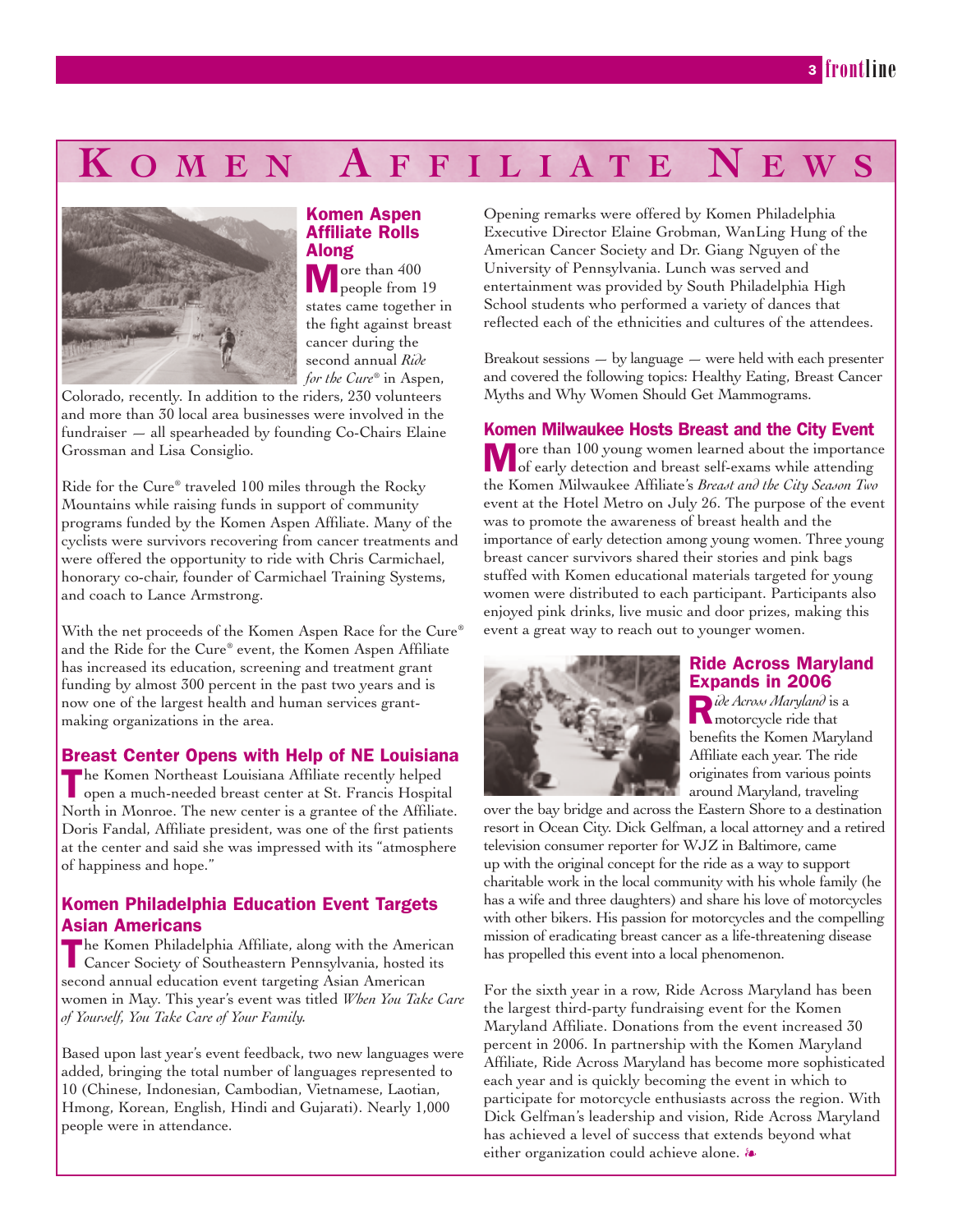# Komen Affiliate News

## Komen Aspen Affiliate Rolls Along

More than 400 people from 19 states came together in the fight against breast cancer during the second annual *Ride for the Cure*® in Aspen, Colorado, recently. In addition to the riders, 230 volunteers and more than 30 local area businesses were involved in the fundraiser — all spearheaded by founding Co-Chairs Elaine Grossman and Lisa Consiglio.

Ride for the Cure® traveled 100 miles through the Rocky Mountains while raising funds in support of community programs funded by the Komen Aspen Affiliate. Many of the cyclists were survivors recovering from cancer treatments and were offered the opportunity to ride with Chris Carmichael, honorary co-chair, founder of Carmichael Training Systems, and coach to Lance Armstrong.

With the net proceeds of the Komen Aspen Race for the Cure® and the Ride for the Cure® event, the Komen Aspen Affiliate has increased its education, screening and treatment grant funding by almost 300 percent in the past two years and is now one of the largest health and human services grant-making organizations in the area.

## Breast Center Opens with Help of NE Louisiana

The Komen Northeast Louisiana Affiliate recently helped open a much-needed breast center at St. Francis Hospital North in Monroe. The new center is a grantee of the Affiliate. Doris Fandal, Affiliate president, was one of the first patients at the center and said she was impressed with its "atmosphere of happiness and hope."

## Komen Philadelphia Education Event Targets Asian Americans

The Komen Philadelphia Affiliate, along with the American Cancer Society of Southeastern Pennsylvania, hosted its second annual education event targeting Asian American women in May. This year's event was titled *When You Take Care of Yourself, You Take Care of Your Family*.

Based upon last year's event feedback, two new languages were added, bringing the total number of languages represented to 10 (Chinese, Indonesian, Cambodian, Vietnamese, Laotian, Hmong, Korean, English, Hindi and Gujarati). Nearly 1,000 people were in attendance.

Opening remarks were offered by Komen Philadelphia Executive Director Elaine Grobman, WanLing Hung of the American Cancer Society and Dr. Giang Nguyen of the University of Pennsylvania. Lunch was served and entertainment was provided by South Philadelphia High School students who performed a variety of dances that reflected each of the ethnicities and cultures of the attendees.

Breakout sessions — by language — were held with each presenter and covered the following topics: Healthy Eating, Breast Cancer Myths and Why Women Should Get Mammograms.

## Komen Milwaukee Hosts Breast and the City Event

More than 100 young women learned about the importance of early detection and breast self-exams while attending the Komen Milwaukee Affiliate's *Breast and the City Season Two* event at the Hotel Metro on July 26. The purpose of the event was to promote the awareness of breast health and the importance of early detection among young women. Three young breast cancer survivors shared their stories and pink bags stuffed with Komen educational materials targeted for young women were distributed to each participant. Participants also enjoyed pink drinks, live music and door prizes, making this event a great way to reach out to younger women.

## Ride Across Maryland Expands in 2006

*Ride Across Maryland* is a motorcycle ride that benefits the Komen Maryland Affiliate each year. The ride originates from various points around Maryland, traveling over the bay bridge and across the Eastern Shore to a destination resort in Ocean City. Dick Gelfman, a local attorney and a retired television consumer reporter for WJZ in Baltimore, came up with the original concept for the ride as a way to support charitable work in the local community with his whole family (he has a wife and three daughters) and share his love of motorcycles with other bikers. His passion for motorcycles and the compelling mission of eradicating breast cancer as a life-threatening disease has propelled this event into a local phenomenon.

For the sixth year in a row, Ride Across Maryland has been the largest third-party fundraising event for the Komen Maryland Affiliate. Donations from the event increased 30 percent in 2006. In partnership with the Komen Maryland Affiliate, Ride Across Maryland has become more sophisticated each year and is quickly becoming the event in which to participate for motorcycle enthusiasts across the region. With Dick Gelfman's leadership and vision, Ride Across Maryland has achieved a level of success that extends beyond what either organization could achieve alone.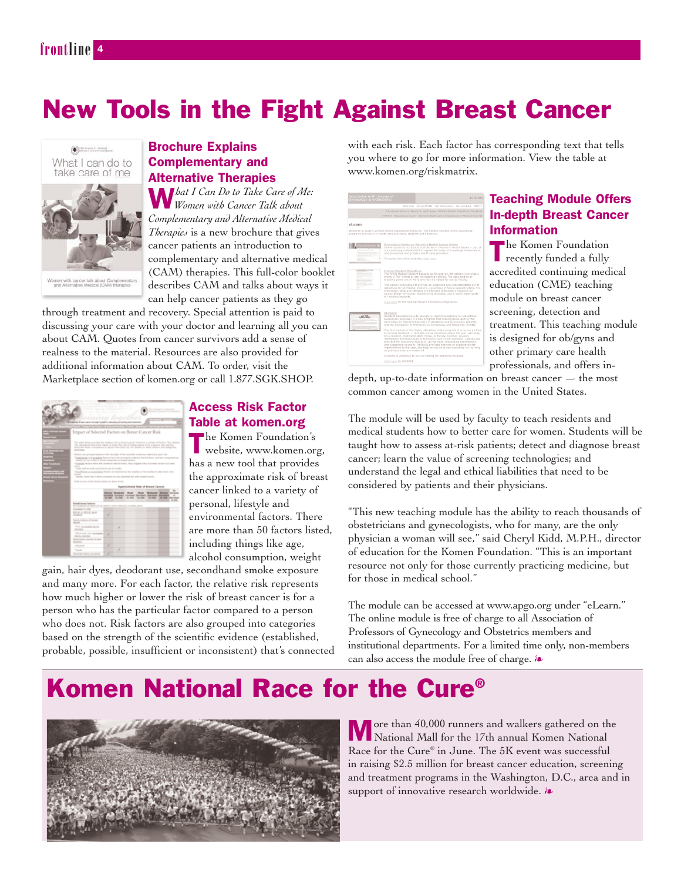# New Tools in the Fight Against Breast Cancer

## Brochure Explains Complementary and Alternative Therapies

*What I Can Do to Take Care of Me: Women with Cancer Talk about Complementary and Alternative Medical Therapies* is a new brochure that gives cancer patients an introduction to complementary and alternative medical (CAM) therapies. This full-color booklet describes CAM and talks about ways it can help cancer patients as they go through treatment and recovery. Special attention is paid to discussing your care with your doctor and learning all you can about CAM. Quotes from cancer survivors add a sense of realness to the material. Resources are also provided for additional information about CAM. To order, visit the Marketplace section of komen.org or call 1.877.SGK.SHOP.

## Access Risk Factor Table at komen.org

The Komen Foundation's website, www.komen.org, has a new tool that provides the approximate risk of breast cancer linked to a variety of personal, lifestyle and environmental factors. There are more than 50 factors listed, including things like age, alcohol consumption, weight gain, hair dyes, deodorant use, secondhand smoke exposure and many more. For each factor, the relative risk represents how much higher or lower the risk of breast cancer is for a person who has the particular factor compared to a person who does not. Risk factors are also grouped into categories based on the strength of the scientific evidence (established, probable, possible, insufficient or inconsistent) that's connected with each risk. Each factor has corresponding text that tells you where to go for more information. View the table at www.komen.org/riskmatrix.

## Teaching Module Offers In-depth Breast Cancer Information

The Komen Foundation recently funded a fully accredited continuing medical education (CME) teaching module on breast cancer screening, detection and treatment. This teaching module is designed for ob/gyns and other primary care health professionals, and offers in-depth, up-to-date information on breast cancer — the most common cancer among women in the United States.

The module will be used by faculty to teach residents and medical students how to better care for women. Students will be taught how to assess at-risk patients; detect and diagnose breast cancer; learn the value of screening technologies; and understand the legal and ethical liabilities that need to be considered by patients and their physicians.

"This new teaching module has the ability to reach thousands of obstetricians and gynecologists, who for many, are the only physician a woman will see," said Cheryl Kidd, M.P.H., director of education for the Komen Foundation. "This is an important resource not only for those currently practicing medicine, but for those in medical school."

The module can be accessed at www.apgo.org under "eLearn." The online module is free of charge to all Association of Professors of Gynecology and Obstetrics members and institutional departments. For a limited time only, non-members can also access the module free of charge. ❧

# Komen National Race for the Cure®

More than 40,000 runners and walkers gathered on the National Mall for the 17th annual Komen National Race for the Cure® in June. The 5K event was successful in raising $2.5 million for breast cancer education, screening and treatment programs in the Washington, D.C., area and in support of innovative research worldwide. ❧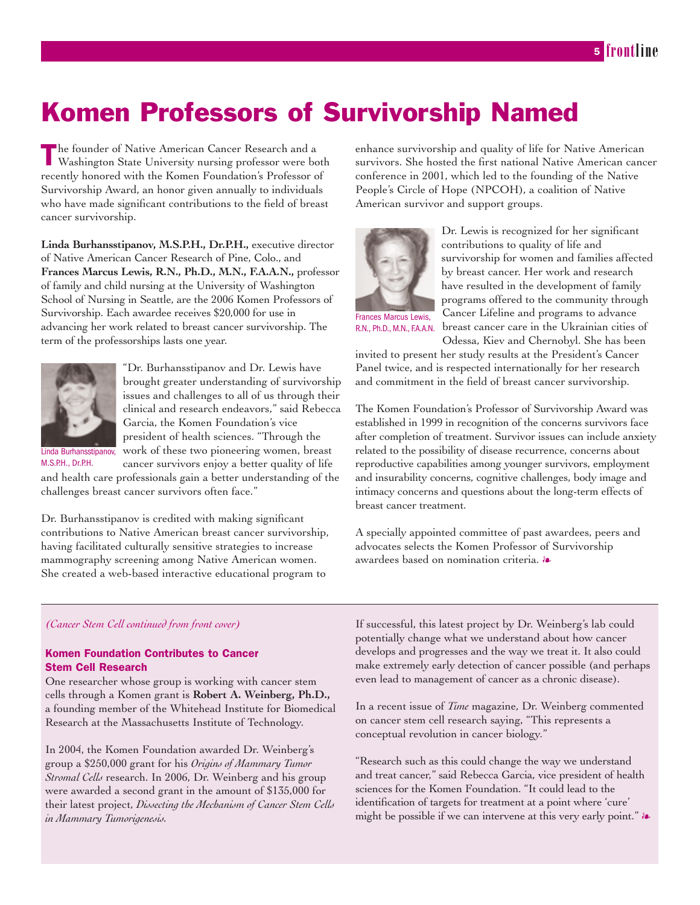# Komen Professors of Survivorship Named

The founder of Native American Cancer Research and a Washington State University nursing professor were both recently honored with the Komen Foundation's Professor of Survivorship Award, an honor given annually to individuals who have made significant contributions to the field of breast cancer survivorship.

**Linda Burhansstipanov, M.S.P.H., Dr.P.H.,** executive director of Native American Cancer Research of Pine, Colo., and **Frances Marcus Lewis, R.N., Ph.D., M.N., F.A.A.N.,** professor of family and child nursing at the University of Washington School of Nursing in Seattle, are the 2006 Komen Professors of Survivorship. Each awardee receives $20,000 for use in advancing her work related to breast cancer survivorship. The term of the professorships lasts one year.

Linda Burhansstipanov, M.S.P.H., Dr.P.H.

"Dr. Burhansstipanov and Dr. Lewis have brought greater understanding of survivorship issues and challenges to all of us through their clinical and research endeavors," said Rebecca Garcia, the Komen Foundation's vice president of health sciences. "Through the work of these two pioneering women, breast cancer survivors enjoy a better quality of life and health care professionals gain a better understanding of the challenges breast cancer survivors often face."

Dr. Burhansstipanov is credited with making significant contributions to Native American breast cancer survivorship, having facilitated culturally sensitive strategies to increase mammography screening among Native American women. She created a web-based interactive educational program to enhance survivorship and quality of life for Native American survivors. She hosted the first national Native American cancer conference in 2001, which led to the founding of the Native People's Circle of Hope (NPCOH), a coalition of Native American survivor and support groups.

Frances Marcus Lewis, R.N., Ph.D., M.N., F.A.A.N.

Dr. Lewis is recognized for her significant contributions to quality of life and survivorship for women and families affected by breast cancer. Her work and research have resulted in the development of family programs offered to the community through Cancer Lifeline and programs to advance breast cancer care in the Ukrainian cities of Odessa, Kiev and Chernobyl. She has been invited to present her study results at the President's Cancer Panel twice, and is respected internationally for her research and commitment in the field of breast cancer survivorship.

The Komen Foundation's Professor of Survivorship Award was established in 1999 in recognition of the concerns survivors face after completion of treatment. Survivor issues can include anxiety related to the possibility of disease recurrence, concerns about reproductive capabilities among younger survivors, employment and insurability concerns, cognitive challenges, body image and intimacy concerns and questions about the long-term effects of breast cancer treatment.

A specially appointed committee of past awardees, peers and advocates selects the Komen Professor of Survivorship awardees based on nomination criteria. ❧

*(Cancer Stem Cell continued from front cover)*

### Komen Foundation Contributes to Cancer Stem Cell Research

One researcher whose group is working with cancer stem cells through a Komen grant is **Robert A. Weinberg, Ph.D.,** a founding member of the Whitehead Institute for Biomedical Research at the Massachusetts Institute of Technology.

In 2004, the Komen Foundation awarded Dr. Weinberg's group a $250,000 grant for his *Origins of Mammary Tumor Stromal Cells* research. In 2006, Dr. Weinberg and his group were awarded a second grant in the amount of $135,000 for their latest project, *Dissecting the Mechanism of Cancer Stem Cells in Mammary Tumorigenesis.*

If successful, this latest project by Dr. Weinberg's lab could potentially change what we understand about how cancer develops and progresses and the way we treat it. It also could make extremely early detection of cancer possible (and perhaps even lead to management of cancer as a chronic disease).

In a recent issue of *Time* magazine, Dr. Weinberg commented on cancer stem cell research saying, "This represents a conceptual revolution in cancer biology."

"Research such as this could change the way we understand and treat cancer," said Rebecca Garcia, vice president of health sciences for the Komen Foundation. "It could lead to the identification of targets for treatment at a point where 'cure' might be possible if we can intervene at this very early point." ❧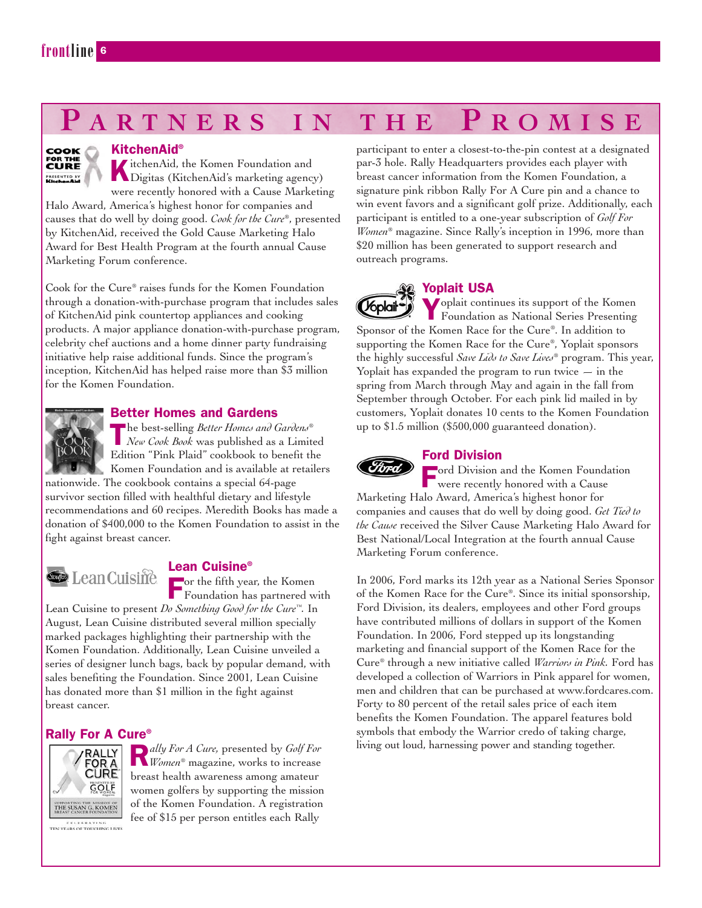# Partners in the Promise

## KitchenAid®

KitchenAid, the Komen Foundation and Digitas (KitchenAid's marketing agency) were recently honored with a Cause Marketing Halo Award, America's highest honor for companies and causes that do well by doing good. *Cook for the Cure®*, presented by KitchenAid, received the Gold Cause Marketing Halo Award for Best Health Program at the fourth annual Cause Marketing Forum conference.

Cook for the Cure® raises funds for the Komen Foundation through a donation-with-purchase program that includes sales of KitchenAid pink countertop appliances and cooking products. A major appliance donation-with-purchase program, celebrity chef auctions and a home dinner party fundraising initiative help raise additional funds. Since the program's inception, KitchenAid has helped raise more than $3 million for the Komen Foundation.

## Better Homes and Gardens

The best-selling *Better Homes and Gardens® New Cook Book* was published as a Limited Edition "Pink Plaid" cookbook to benefit the Komen Foundation and is available at retailers nationwide. The cookbook contains a special 64-page survivor section filled with healthful dietary and lifestyle recommendations and 60 recipes. Meredith Books has made a donation of $400,000 to the Komen Foundation to assist in the fight against breast cancer.

## Lean Cuisine®

For the fifth year, the Komen Foundation has partnered with Lean Cuisine to present *Do Something Good for the Cure™*. In August, Lean Cuisine distributed several million specially marked packages highlighting their partnership with the Komen Foundation. Additionally, Lean Cuisine unveiled a series of designer lunch bags, back by popular demand, with sales benefiting the Foundation. Since 2001, Lean Cuisine has donated more than $1 million in the fight against breast cancer.

## Rally For A Cure®

*Rally For A Cure,* presented by *Golf For Women®* magazine, works to increase breast health awareness among amateur women golfers by supporting the mission of the Komen Foundation. A registration fee of $15 per person entitles each Rally participant to enter a closest-to-the-pin contest at a designated par-3 hole. Rally Headquarters provides each player with breast cancer information from the Komen Foundation, a signature pink ribbon Rally For A Cure pin and a chance to win event favors and a significant golf prize. Additionally, each participant is entitled to a one-year subscription of *Golf For Women®* magazine. Since Rally's inception in 1996, more than $20 million has been generated to support research and outreach programs.

## Yoplait USA

Yoplait continues its support of the Komen Foundation as National Series Presenting Sponsor of the Komen Race for the Cure®. In addition to supporting the Komen Race for the Cure®, Yoplait sponsors the highly successful *Save Lids to Save Lives®* program. This year, Yoplait has expanded the program to run twice — in the spring from March through May and again in the fall from September through October. For each pink lid mailed in by customers, Yoplait donates 10 cents to the Komen Foundation up to $1.5 million ($500,000 guaranteed donation).

## Ford Division

Ford Division and the Komen Foundation were recently honored with a Cause Marketing Halo Award, America's highest honor for companies and causes that do well by doing good. *Get Tied to the Cause* received the Silver Cause Marketing Halo Award for Best National/Local Integration at the fourth annual Cause Marketing Forum conference.

In 2006, Ford marks its 12th year as a National Series Sponsor of the Komen Race for the Cure®. Since its initial sponsorship, Ford Division, its dealers, employees and other Ford groups have contributed millions of dollars in support of the Komen Foundation. In 2006, Ford stepped up its longstanding marketing and financial support of the Komen Race for the Cure® through a new initiative called *Warriors in Pink.* Ford has developed a collection of Warriors in Pink apparel for women, men and children that can be purchased at www.fordcares.com. Forty to 80 percent of the retail sales price of each item benefits the Komen Foundation. The apparel features bold symbols that embody the Warrior credo of taking charge, living out loud, harnessing power and standing together.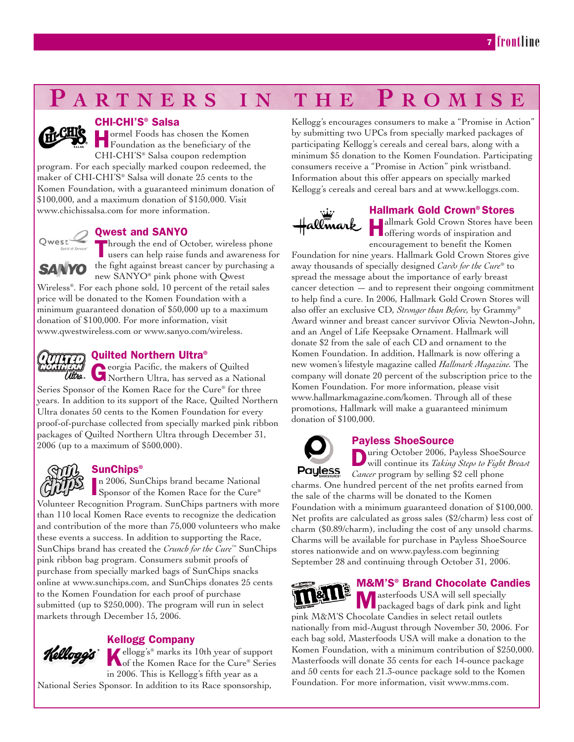# Partners in the Promise

## CHI-CHI'S® Salsa

Hormel Foods has chosen the Komen Foundation as the beneficiary of the CHI-CHI'S® Salsa coupon redemption program. For each specially marked coupon redeemed, the maker of CHI-CHI'S® Salsa will donate 25 cents to the Komen Foundation, with a guaranteed minimum donation of $100,000, and a maximum donation of $150,000. Visit www.chichissalsa.com for more information.

## Qwest and SANYO

Through the end of October, wireless phone users can help raise funds and awareness for the fight against breast cancer by purchasing a new SANYO® pink phone with Qwest Wireless®. For each phone sold, 10 percent of the retail sales price will be donated to the Komen Foundation with a minimum guaranteed donation of $50,000 up to a maximum donation of $100,000. For more information, visit www.qwestwireless.com or www.sanyo.com/wireless.

## Quilted Northern Ultra®

Georgia Pacific, the makers of Quilted Northern Ultra, has served as a National Series Sponsor of the Komen Race for the Cure® for three years. In addition to its support of the Race, Quilted Northern Ultra donates 50 cents to the Komen Foundation for every proof-of-purchase collected from specially marked pink ribbon packages of Quilted Northern Ultra through December 31, 2006 (up to a maximum of $500,000).

## SunChips®

In 2006, SunChips brand became National Sponsor of the Komen Race for the Cure® Volunteer Recognition Program. SunChips partners with more than 110 local Komen Race events to recognize the dedication and contribution of the more than 75,000 volunteers who make these events a success. In addition to supporting the Race, SunChips brand has created the *Crunch for the Cure*™ SunChips pink ribbon bag program. Consumers submit proofs of purchase from specially marked bags of SunChips snacks online at www.sunchips.com, and SunChips donates 25 cents to the Komen Foundation for each proof of purchase submitted (up to $250,000). The program will run in select markets through December 15, 2006.

## Kellogg Company

Kellogg's® marks its 10th year of support of the Komen Race for the Cure® Series in 2006. This is Kellogg's fifth year as a National Series Sponsor. In addition to its Race sponsorship, Kellogg's encourages consumers to make a "Promise in Action" by submitting two UPCs from specially marked packages of participating Kellogg's cereals and cereal bars, along with a minimum $5 donation to the Komen Foundation. Participating consumers receive a "Promise in Action" pink wristband. Information about this offer appears on specially marked Kellogg's cereals and cereal bars and at www.kelloggs.com.

## Hallmark Gold Crown® Stores

Hallmark Gold Crown Stores have been offering words of inspiration and encouragement to benefit the Komen Foundation for nine years. Hallmark Gold Crown Stores give away thousands of specially designed *Cards for the Cure*® to spread the message about the importance of early breast cancer detection — and to represent their ongoing commitment to help find a cure. In 2006, Hallmark Gold Crown Stores will also offer an exclusive CD, *Stronger than Before,* by Grammy® Award winner and breast cancer survivor Olivia Newton-John, and an Angel of Life Keepsake Ornament. Hallmark will donate $2 from the sale of each CD and ornament to the Komen Foundation. In addition, Hallmark is now offering a new women's lifestyle magazine called *Hallmark Magazine.* The company will donate 20 percent of the subscription price to the Komen Foundation. For more information, please visit www.hallmarkmagazine.com/komen. Through all of these promotions, Hallmark will make a guaranteed minimum donation of $100,000.

## Payless ShoeSource

During October 2006, Payless ShoeSource will continue its *Taking Steps to Fight Breast Cancer* program by selling $2 cell phone charms. One hundred percent of the net profits earned from the sale of the charms will be donated to the Komen Foundation with a minimum guaranteed donation of $100,000. Net profits are calculated as gross sales ($2/charm) less cost of charm ($0.89/charm), including the cost of any unsold charms. Charms will be available for purchase in Payless ShoeSource stores nationwide and on www.payless.com beginning September 28 and continuing through October 31, 2006.

## M&M'S® Brand Chocolate Candies

Masterfoods USA will sell specially packaged bags of dark pink and light pink M&M'S Chocolate Candies in select retail outlets nationally from mid-August through November 30, 2006. For each bag sold, Masterfoods USA will make a donation to the Komen Foundation, with a minimum contribution of $250,000. Masterfoods will donate 35 cents for each 14-ounce package and 50 cents for each 21.3-ounce package sold to the Komen Foundation. For more information, visit www.mms.com.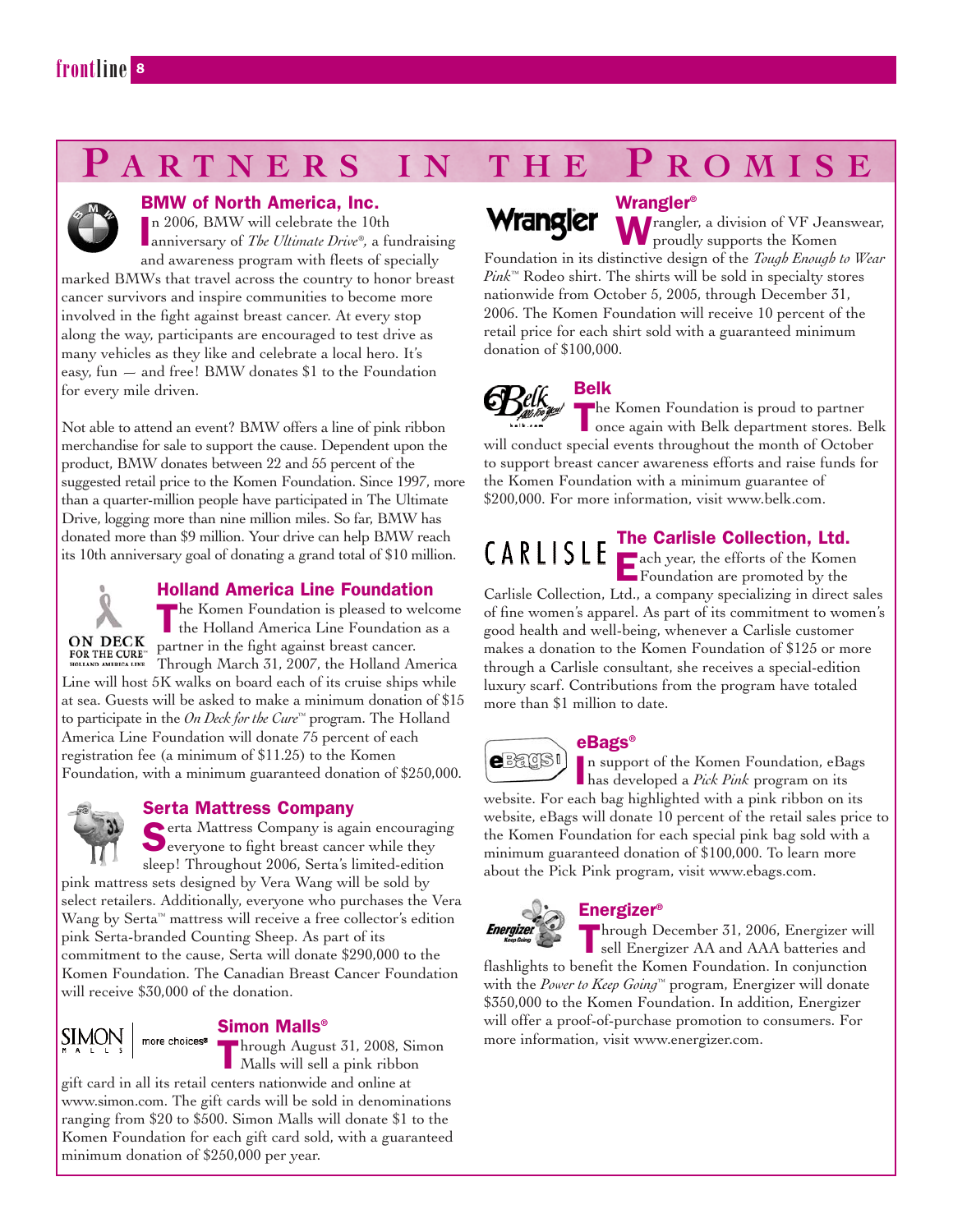# Partners in the Promise

## BMW of North America, Inc.

In 2006, BMW will celebrate the 10th anniversary of *The Ultimate Drive®*, a fundraising and awareness program with fleets of specially marked BMWs that travel across the country to honor breast cancer survivors and inspire communities to become more involved in the fight against breast cancer. At every stop along the way, participants are encouraged to test drive as many vehicles as they like and celebrate a local hero. It's easy, fun — and free! BMW donates $1 to the Foundation for every mile driven.

Not able to attend an event? BMW offers a line of pink ribbon merchandise for sale to support the cause. Dependent upon the product, BMW donates between 22 and 55 percent of the suggested retail price to the Komen Foundation. Since 1997, more than a quarter-million people have participated in The Ultimate Drive, logging more than nine million miles. So far, BMW has donated more than $9 million. Your drive can help BMW reach its 10th anniversary goal of donating a grand total of $10 million.

## Holland America Line Foundation

The Komen Foundation is pleased to welcome the Holland America Line Foundation as a partner in the fight against breast cancer. Through March 31, 2007, the Holland America Line will host 5K walks on board each of its cruise ships while at sea. Guests will be asked to make a minimum donation of $15 to participate in the *On Deck for the Cure™* program. The Holland America Line Foundation will donate 75 percent of each registration fee (a minimum of $11.25) to the Komen Foundation, with a minimum guaranteed donation of $250,000.

## Serta Mattress Company

Serta Mattress Company is again encouraging everyone to fight breast cancer while they sleep! Throughout 2006, Serta's limited-edition pink mattress sets designed by Vera Wang will be sold by select retailers. Additionally, everyone who purchases the Vera Wang by Serta™ mattress will receive a free collector's edition pink Serta-branded Counting Sheep. As part of its commitment to the cause, Serta will donate $290,000 to the Komen Foundation. The Canadian Breast Cancer Foundation will receive $30,000 of the donation.

## Simon Malls®

Through August 31, 2008, Simon Malls will sell a pink ribbon gift card in all its retail centers nationwide and online at www.simon.com. The gift cards will be sold in denominations ranging from $20 to $500. Simon Malls will donate $1 to the Komen Foundation for each gift card sold, with a guaranteed minimum donation of $250,000 per year.

## Wrangler®

Wrangler, a division of VF Jeanswear, proudly supports the Komen Foundation in its distinctive design of the *Tough Enough to Wear Pink™* Rodeo shirt. The shirts will be sold in specialty stores nationwide from October 5, 2005, through December 31, 2006. The Komen Foundation will receive 10 percent of the retail price for each shirt sold with a guaranteed minimum donation of $100,000.

## Belk

The Komen Foundation is proud to partner once again with Belk department stores. Belk will conduct special events throughout the month of October to support breast cancer awareness efforts and raise funds for the Komen Foundation with a minimum guarantee of $200,000. For more information, visit www.belk.com.

## The Carlisle Collection, Ltd.

Each year, the efforts of the Komen Foundation are promoted by the Carlisle Collection, Ltd., a company specializing in direct sales of fine women's apparel. As part of its commitment to women's good health and well-being, whenever a Carlisle customer makes a donation to the Komen Foundation of $125 or more through a Carlisle consultant, she receives a special-edition luxury scarf. Contributions from the program have totaled more than $1 million to date.

## eBags®

In support of the Komen Foundation, eBags has developed a *Pick Pink* program on its website. For each bag highlighted with a pink ribbon on its website, eBags will donate 10 percent of the retail sales price to the Komen Foundation for each special pink bag sold with a minimum guaranteed donation of $100,000. To learn more about the Pick Pink program, visit www.ebags.com.

## Energizer®

Through December 31, 2006, Energizer will sell Energizer AA and AAA batteries and flashlights to benefit the Komen Foundation. In conjunction with the *Power to Keep Going™* program, Energizer will donate $350,000 to the Komen Foundation. In addition, Energizer will offer a proof-of-purchase promotion to consumers. For more information, visit www.energizer.com.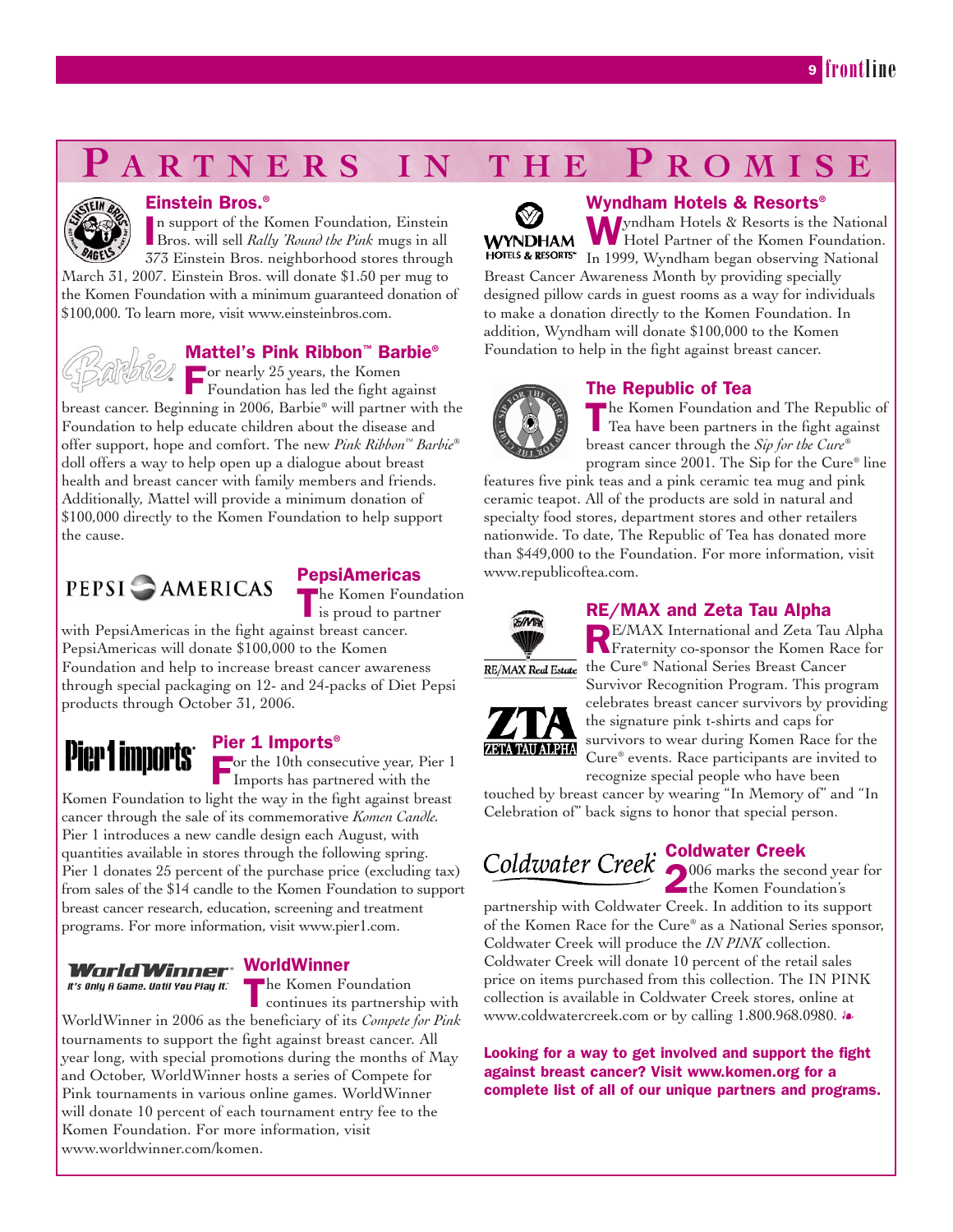# Partners in the Promise

### Einstein Bros.®

In support of the Komen Foundation, Einstein Bros. will sell *Rally 'Round the Pink* mugs in all 373 Einstein Bros. neighborhood stores through March 31, 2007. Einstein Bros. will donate $1.50 per mug to the Komen Foundation with a minimum guaranteed donation of $100,000. To learn more, visit www.einsteinbros.com.

### Mattel's Pink Ribbon™ Barbie®

For nearly 25 years, the Komen Foundation has led the fight against breast cancer. Beginning in 2006, Barbie® will partner with the Foundation to help educate children about the disease and offer support, hope and comfort. The new *Pink Ribbon™ Barbie®* doll offers a way to help open up a dialogue about breast health and breast cancer with family members and friends. Additionally, Mattel will provide a minimum donation of $100,000 directly to the Komen Foundation to help support the cause.

### PepsiAmericas

The Komen Foundation is proud to partner with PepsiAmericas in the fight against breast cancer. PepsiAmericas will donate $100,000 to the Komen Foundation and help to increase breast cancer awareness through special packaging on 12- and 24-packs of Diet Pepsi products through October 31, 2006.

### Pier 1 Imports®

For the 10th consecutive year, Pier 1 Imports has partnered with the Komen Foundation to light the way in the fight against breast cancer through the sale of its commemorative *Komen Candle*. Pier 1 introduces a new candle design each August, with quantities available in stores through the following spring. Pier 1 donates 25 percent of the purchase price (excluding tax) from sales of the $14 candle to the Komen Foundation to support breast cancer research, education, screening and treatment programs. For more information, visit www.pier1.com.

### WorldWinner

The Komen Foundation continues its partnership with WorldWinner in 2006 as the beneficiary of its *Compete for Pink* tournaments to support the fight against breast cancer. All year long, with special promotions during the months of May and October, WorldWinner hosts a series of Compete for Pink tournaments in various online games. WorldWinner will donate 10 percent of each tournament entry fee to the Komen Foundation. For more information, visit www.worldwinner.com/komen.

### Wyndham Hotels & Resorts®

Wyndham Hotels & Resorts is the National Hotel Partner of the Komen Foundation. In 1999, Wyndham began observing National Breast Cancer Awareness Month by providing specially designed pillow cards in guest rooms as a way for individuals to make a donation directly to the Komen Foundation. In addition, Wyndham will donate $100,000 to the Komen Foundation to help in the fight against breast cancer.

### The Republic of Tea

The Komen Foundation and The Republic of Tea have been partners in the fight against breast cancer through the *Sip for the Cure®* program since 2001. The Sip for the Cure® line features five pink teas and a pink ceramic tea mug and pink ceramic teapot. All of the products are sold in natural and specialty food stores, department stores and other retailers nationwide. To date, The Republic of Tea has donated more than $449,000 to the Foundation. For more information, visit www.republicoftea.com.

### RE/MAX and Zeta Tau Alpha

RE/MAX International and Zeta Tau Alpha Fraternity co-sponsor the Komen Race for the Cure® National Series Breast Cancer Survivor Recognition Program. This program celebrates breast cancer survivors by providing the signature pink t-shirts and caps for survivors to wear during Komen Race for the Cure® events. Race participants are invited to recognize special people who have been touched by breast cancer by wearing "In Memory of" and "In Celebration of" back signs to honor that special person.

### Coldwater Creek

2006 marks the second year for the Komen Foundation's partnership with Coldwater Creek. In addition to its support of the Komen Race for the Cure® as a National Series sponsor, Coldwater Creek will produce the *IN PINK* collection. Coldwater Creek will donate 10 percent of the retail sales price on items purchased from this collection. The IN PINK collection is available in Coldwater Creek stores, online at www.coldwatercreek.com or by calling 1.800.968.0980.

**Looking for a way to get involved and support the fight against breast cancer? Visit www.komen.org for a complete list of all of our unique partners and programs.**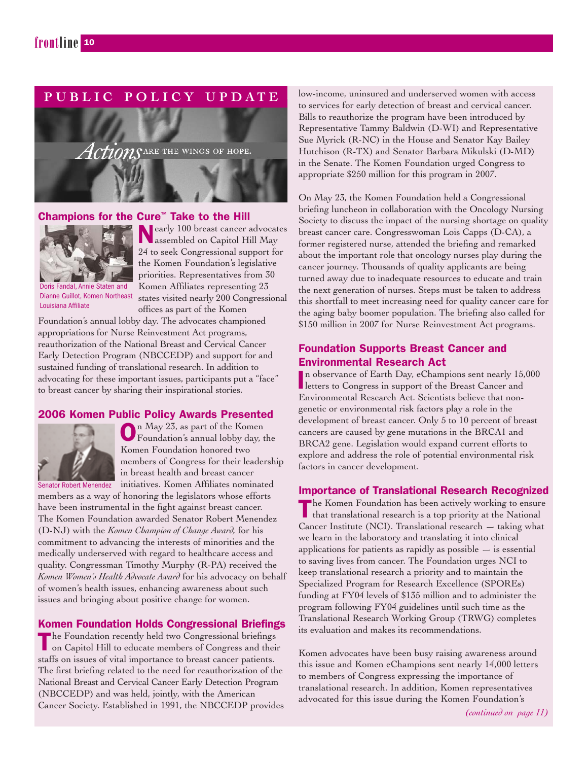# PUBLIC POLICY UPDATE

*Actions* ARE THE WINGS OF HOPE.

## Champions for the Cure™ Take to the Hill

Doris Fandal, Annie Staten and Dianne Guillot, Komen Northeast Louisiana Affiliate

Nearly 100 breast cancer advocates assembled on Capitol Hill May 24 to seek Congressional support for the Komen Foundation's legislative priorities. Representatives from 30 Komen Affiliates representing 23 states visited nearly 200 Congressional offices as part of the Komen Foundation's annual lobby day. The advocates championed appropriations for Nurse Reinvestment Act programs, reauthorization of the National Breast and Cervical Cancer Early Detection Program (NBCCEDP) and support for and sustained funding of translational research. In addition to advocating for these important issues, participants put a "face" to breast cancer by sharing their inspirational stories.

## 2006 Komen Public Policy Awards Presented

Senator Robert Menendez

On May 23, as part of the Komen Foundation's annual lobby day, the Komen Foundation honored two members of Congress for their leadership in breast health and breast cancer initiatives. Komen Affiliates nominated members as a way of honoring the legislators whose efforts have been instrumental in the fight against breast cancer. The Komen Foundation awarded Senator Robert Menendez (D-NJ) with the *Komen Champion of Change Award,* for his commitment to advancing the interests of minorities and the medically underserved with regard to healthcare access and quality. Congressman Timothy Murphy (R-PA) received the *Komen Women's Health Advocate Award* for his advocacy on behalf of women's health issues, enhancing awareness about such issues and bringing about positive change for women.

## Komen Foundation Holds Congressional Briefings

The Foundation recently held two Congressional briefings on Capitol Hill to educate members of Congress and their staffs on issues of vital importance to breast cancer patients. The first briefing related to the need for reauthorization of the National Breast and Cervical Cancer Early Detection Program (NBCCEDP) and was held, jointly, with the American Cancer Society. Established in 1991, the NBCCEDP provides low-income, uninsured and underserved women with access to services for early detection of breast and cervical cancer. Bills to reauthorize the program have been introduced by Representative Tammy Baldwin (D-WI) and Representative Sue Myrick (R-NC) in the House and Senator Kay Bailey Hutchison (R-TX) and Senator Barbara Mikulski (D-MD) in the Senate. The Komen Foundation urged Congress to appropriate $250 million for this program in 2007.

On May 23, the Komen Foundation held a Congressional briefing luncheon in collaboration with the Oncology Nursing Society to discuss the impact of the nursing shortage on quality breast cancer care. Congresswoman Lois Capps (D-CA), a former registered nurse, attended the briefing and remarked about the important role that oncology nurses play during the cancer journey. Thousands of quality applicants are being turned away due to inadequate resources to educate and train the next generation of nurses. Steps must be taken to address this shortfall to meet increasing need for quality cancer care for the aging baby boomer population. The briefing also called for $150 million in 2007 for Nurse Reinvestment Act programs.

## Foundation Supports Breast Cancer and Environmental Research Act

In observance of Earth Day, eChampions sent nearly 15,000 letters to Congress in support of the Breast Cancer and Environmental Research Act. Scientists believe that non-genetic or environmental risk factors play a role in the development of breast cancer. Only 5 to 10 percent of breast cancers are caused by gene mutations in the BRCA1 and BRCA2 gene. Legislation would expand current efforts to explore and address the role of potential environmental risk factors in cancer development.

## Importance of Translational Research Recognized

The Komen Foundation has been actively working to ensure that translational research is a top priority at the National Cancer Institute (NCI). Translational research — taking what we learn in the laboratory and translating it into clinical applications for patients as rapidly as possible — is essential to saving lives from cancer. The Foundation urges NCI to keep translational research a priority and to maintain the Specialized Program for Research Excellence (SPOREs) funding at FY04 levels of $135 million and to administer the program following FY04 guidelines until such time as the Translational Research Working Group (TRWG) completes its evaluation and makes its recommendations.

Komen advocates have been busy raising awareness around this issue and Komen eChampions sent nearly 14,000 letters to members of Congress expressing the importance of translational research. In addition, Komen representatives advocated for this issue during the Komen Foundation's

*(continued on page 11)*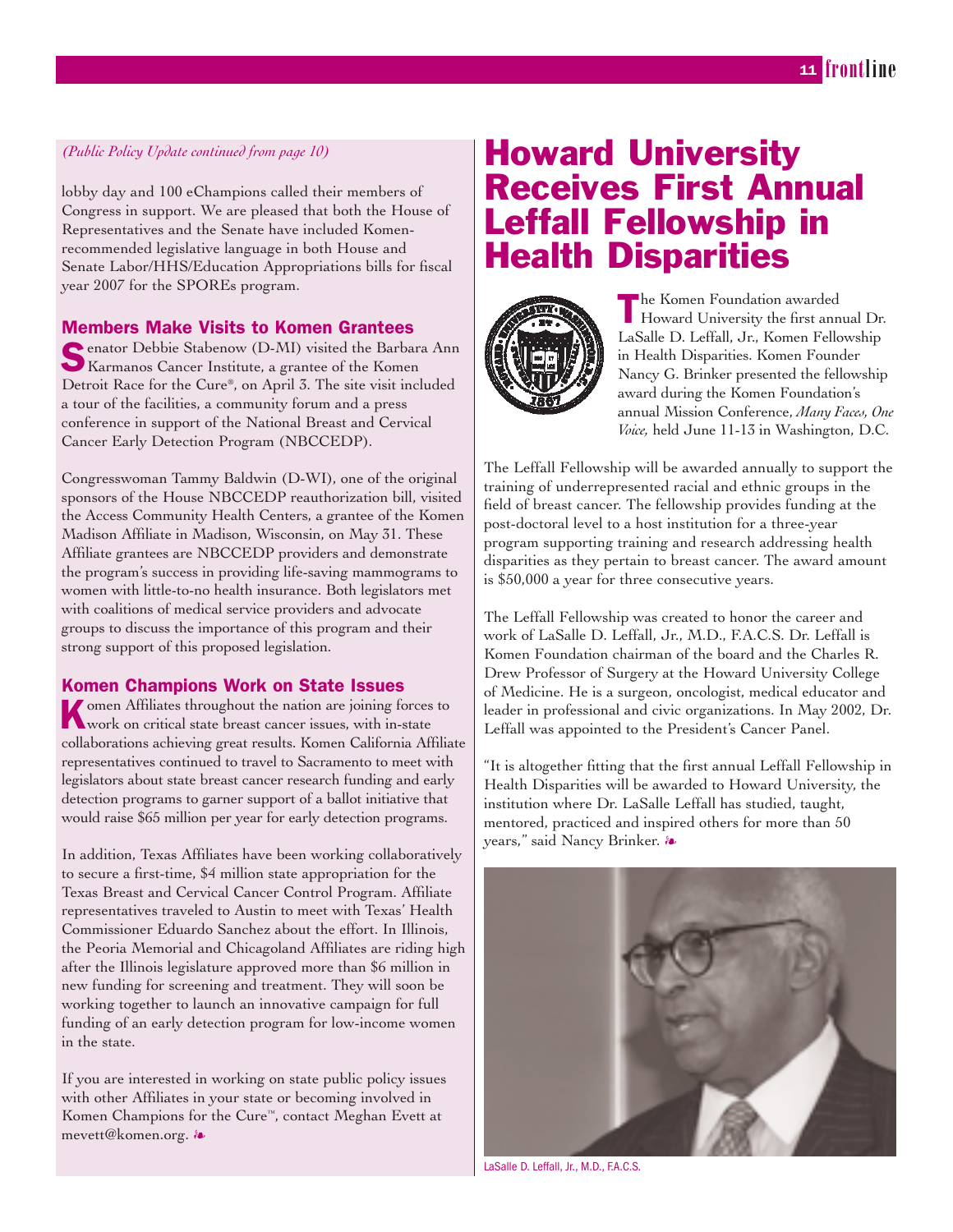*(Public Policy Update continued from page 10)*

lobby day and 100 eChampions called their members of Congress in support. We are pleased that both the House of Representatives and the Senate have included Komen-recommended legislative language in both House and Senate Labor/HHS/Education Appropriations bills for fiscal year 2007 for the SPOREs program.

### Members Make Visits to Komen Grantees

Senator Debbie Stabenow (D-MI) visited the Barbara Ann Karmanos Cancer Institute, a grantee of the Komen Detroit Race for the Cure®, on April 3. The site visit included a tour of the facilities, a community forum and a press conference in support of the National Breast and Cervical Cancer Early Detection Program (NBCCEDP).

Congresswoman Tammy Baldwin (D-WI), one of the original sponsors of the House NBCCEDP reauthorization bill, visited the Access Community Health Centers, a grantee of the Komen Madison Affiliate in Madison, Wisconsin, on May 31. These Affiliate grantees are NBCCEDP providers and demonstrate the program's success in providing life-saving mammograms to women with little-to-no health insurance. Both legislators met with coalitions of medical service providers and advocate groups to discuss the importance of this program and their strong support of this proposed legislation.

### Komen Champions Work on State Issues

Komen Affiliates throughout the nation are joining forces to work on critical state breast cancer issues, with in-state collaborations achieving great results. Komen California Affiliate representatives continued to travel to Sacramento to meet with legislators about state breast cancer research funding and early detection programs to garner support of a ballot initiative that would raise $65 million per year for early detection programs.

In addition, Texas Affiliates have been working collaboratively to secure a first-time, $4 million state appropriation for the Texas Breast and Cervical Cancer Control Program. Affiliate representatives traveled to Austin to meet with Texas' Health Commissioner Eduardo Sanchez about the effort. In Illinois, the Peoria Memorial and Chicagoland Affiliates are riding high after the Illinois legislature approved more than $6 million in new funding for screening and treatment. They will soon be working together to launch an innovative campaign for full funding of an early detection program for low-income women in the state.

If you are interested in working on state public policy issues with other Affiliates in your state or becoming involved in Komen Champions for the Cure™, contact Meghan Evett at mevett@komen.org.

# Howard University Receives First Annual Leffall Fellowship in Health Disparities

The Komen Foundation awarded Howard University the first annual Dr. LaSalle D. Leffall, Jr., Komen Fellowship in Health Disparities. Komen Founder Nancy G. Brinker presented the fellowship award during the Komen Foundation's annual Mission Conference, *Many Faces, One Voice,* held June 11-13 in Washington, D.C.

The Leffall Fellowship will be awarded annually to support the training of underrepresented racial and ethnic groups in the field of breast cancer. The fellowship provides funding at the post-doctoral level to a host institution for a three-year program supporting training and research addressing health disparities as they pertain to breast cancer. The award amount is $50,000 a year for three consecutive years.

The Leffall Fellowship was created to honor the career and work of LaSalle D. Leffall, Jr., M.D., F.A.C.S. Dr. Leffall is Komen Foundation chairman of the board and the Charles R. Drew Professor of Surgery at the Howard University College of Medicine. He is a surgeon, oncologist, medical educator and leader in professional and civic organizations. In May 2002, Dr. Leffall was appointed to the President's Cancer Panel.

"It is altogether fitting that the first annual Leffall Fellowship in Health Disparities will be awarded to Howard University, the institution where Dr. LaSalle Leffall has studied, taught, mentored, practiced and inspired others for more than 50 years," said Nancy Brinker.

LaSalle D. Leffall, Jr., M.D., F.A.C.S.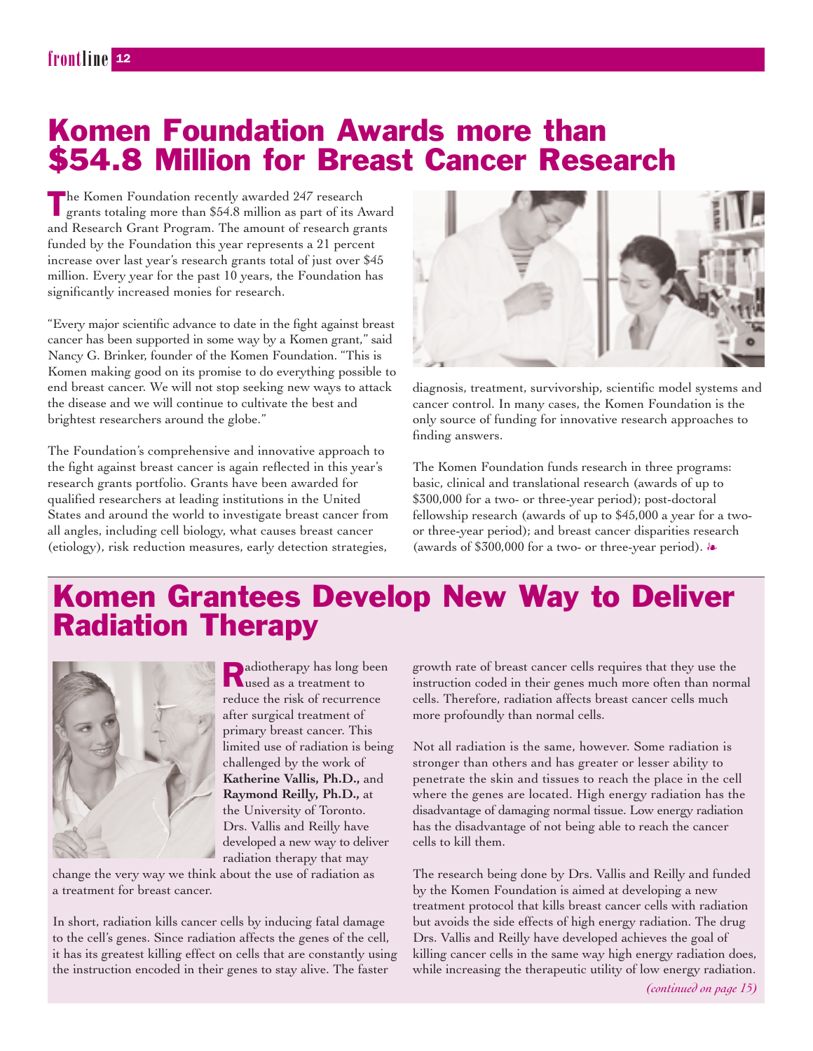# Komen Foundation Awards more than $54.8 Million for Breast Cancer Research

The Komen Foundation recently awarded 247 research grants totaling more than $54.8 million as part of its Award and Research Grant Program. The amount of research grants funded by the Foundation this year represents a 21 percent increase over last year's research grants total of just over $45 million. Every year for the past 10 years, the Foundation has significantly increased monies for research.

"Every major scientific advance to date in the fight against breast cancer has been supported in some way by a Komen grant," said Nancy G. Brinker, founder of the Komen Foundation. "This is Komen making good on its promise to do everything possible to end breast cancer. We will not stop seeking new ways to attack the disease and we will continue to cultivate the best and brightest researchers around the globe."

The Foundation's comprehensive and innovative approach to the fight against breast cancer is again reflected in this year's research grants portfolio. Grants have been awarded for qualified researchers at leading institutions in the United States and around the world to investigate breast cancer from all angles, including cell biology, what causes breast cancer (etiology), risk reduction measures, early detection strategies, diagnosis, treatment, survivorship, scientific model systems and cancer control. In many cases, the Komen Foundation is the only source of funding for innovative research approaches to finding answers.

The Komen Foundation funds research in three programs: basic, clinical and translational research (awards of up to $300,000 for a two- or three-year period); post-doctoral fellowship research (awards of up to $45,000 a year for a two- or three-year period); and breast cancer disparities research (awards of $300,000 for a two- or three-year period).

# Komen Grantees Develop New Way to Deliver Radiation Therapy

Radiotherapy has long been used as a treatment to reduce the risk of recurrence after surgical treatment of primary breast cancer. This limited use of radiation is being challenged by the work of **Katherine Vallis, Ph.D.,** and **Raymond Reilly, Ph.D.,** at the University of Toronto. Drs. Vallis and Reilly have developed a new way to deliver radiation therapy that may change the very way we think about the use of radiation as a treatment for breast cancer.

In short, radiation kills cancer cells by inducing fatal damage to the cell's genes. Since radiation affects the genes of the cell, it has its greatest killing effect on cells that are constantly using the instruction encoded in their genes to stay alive. The faster growth rate of breast cancer cells requires that they use the instruction coded in their genes much more often than normal cells. Therefore, radiation affects breast cancer cells much more profoundly than normal cells.

Not all radiation is the same, however. Some radiation is stronger than others and has greater or lesser ability to penetrate the skin and tissues to reach the place in the cell where the genes are located. High energy radiation has the disadvantage of damaging normal tissue. Low energy radiation has the disadvantage of not being able to reach the cancer cells to kill them.

The research being done by Drs. Vallis and Reilly and funded by the Komen Foundation is aimed at developing a new treatment protocol that kills breast cancer cells with radiation but avoids the side effects of high energy radiation. The drug Drs. Vallis and Reilly have developed achieves the goal of killing cancer cells in the same way high energy radiation does, while increasing the therapeutic utility of low energy radiation.

*(continued on page 15)*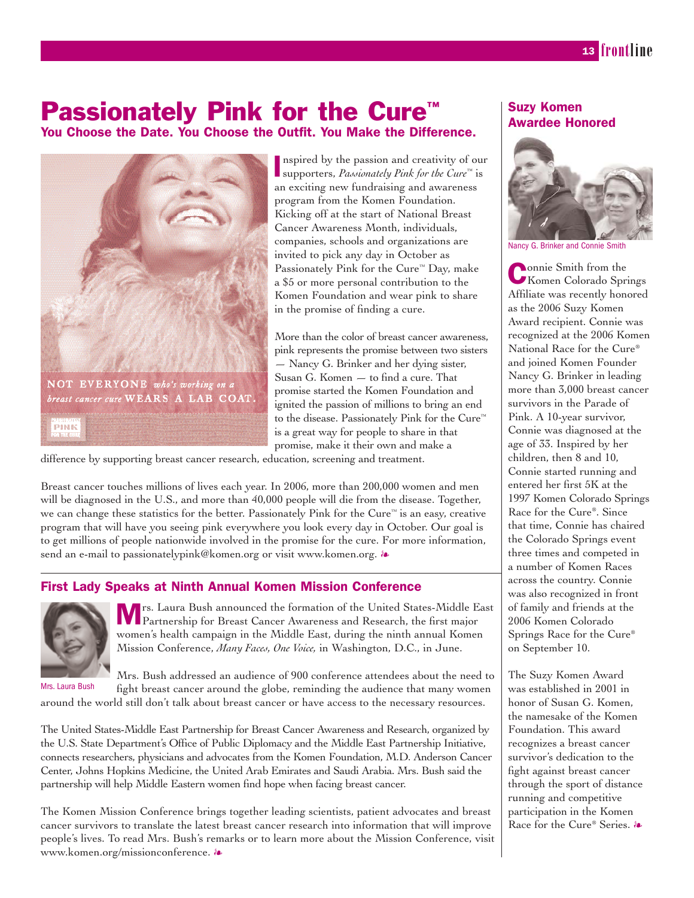# Passionately Pink for the Cure™

## You Choose the Date. You Choose the Outfit. You Make the Difference.

NOT EVERYONE *who's working on a breast cancer cure* WEARS A LAB COAT.

PASSIONATELY PINK FOR THE CURE

Inspired by the passion and creativity of our supporters, *Passionately Pink for the Cure*™ is an exciting new fundraising and awareness program from the Komen Foundation. Kicking off at the start of National Breast Cancer Awareness Month, individuals, companies, schools and organizations are invited to pick any day in October as Passionately Pink for the Cure™ Day, make a $5 or more personal contribution to the Komen Foundation and wear pink to share in the promise of finding a cure.

More than the color of breast cancer awareness, pink represents the promise between two sisters — Nancy G. Brinker and her dying sister, Susan G. Komen — to find a cure. That promise started the Komen Foundation and ignited the passion of millions to bring an end to the disease. Passionately Pink for the Cure™ is a great way for people to share in that promise, make it their own and make a difference by supporting breast cancer research, education, screening and treatment.

Breast cancer touches millions of lives each year. In 2006, more than 200,000 women and men will be diagnosed in the U.S., and more than 40,000 people will die from the disease. Together, we can change these statistics for the better. Passionately Pink for the Cure™ is an easy, creative program that will have you seeing pink everywhere you look every day in October. Our goal is to get millions of people nationwide involved in the promise for the cure. For more information, send an e-mail to passionatelypink@komen.org or visit www.komen.org. ❧

## First Lady Speaks at Ninth Annual Komen Mission Conference

Mrs. Laura Bush

Mrs. Laura Bush announced the formation of the United States-Middle East Partnership for Breast Cancer Awareness and Research, the first major women's health campaign in the Middle East, during the ninth annual Komen Mission Conference, *Many Faces, One Voice,* in Washington, D.C., in June.

Mrs. Bush addressed an audience of 900 conference attendees about the need to fight breast cancer around the globe, reminding the audience that many women around the world still don't talk about breast cancer or have access to the necessary resources.

The United States-Middle East Partnership for Breast Cancer Awareness and Research, organized by the U.S. State Department's Office of Public Diplomacy and the Middle East Partnership Initiative, connects researchers, physicians and advocates from the Komen Foundation, M.D. Anderson Cancer Center, Johns Hopkins Medicine, the United Arab Emirates and Saudi Arabia. Mrs. Bush said the partnership will help Middle Eastern women find hope when facing breast cancer.

The Komen Mission Conference brings together leading scientists, patient advocates and breast cancer survivors to translate the latest breast cancer research into information that will improve people's lives. To read Mrs. Bush's remarks or to learn more about the Mission Conference, visit www.komen.org/missionconference. ❧

## Suzy Komen Awardee Honored

Nancy G. Brinker and Connie Smith

Connie Smith from the Komen Colorado Springs Affiliate was recently honored as the 2006 Suzy Komen Award recipient. Connie was recognized at the 2006 Komen National Race for the Cure® and joined Komen Founder Nancy G. Brinker in leading more than 3,000 breast cancer survivors in the Parade of Pink. A 10-year survivor, Connie was diagnosed at the age of 33. Inspired by her children, then 8 and 10, Connie started running and entered her first 5K at the 1997 Komen Colorado Springs Race for the Cure®. Since that time, Connie has chaired the Colorado Springs event three times and competed in a number of Komen Races across the country. Connie was also recognized in front of family and friends at the 2006 Komen Colorado Springs Race for the Cure® on September 10.

The Suzy Komen Award was established in 2001 in honor of Susan G. Komen, the namesake of the Komen Foundation. This award recognizes a breast cancer survivor's dedication to the fight against breast cancer through the sport of distance running and competitive participation in the Komen Race for the Cure® Series. ❧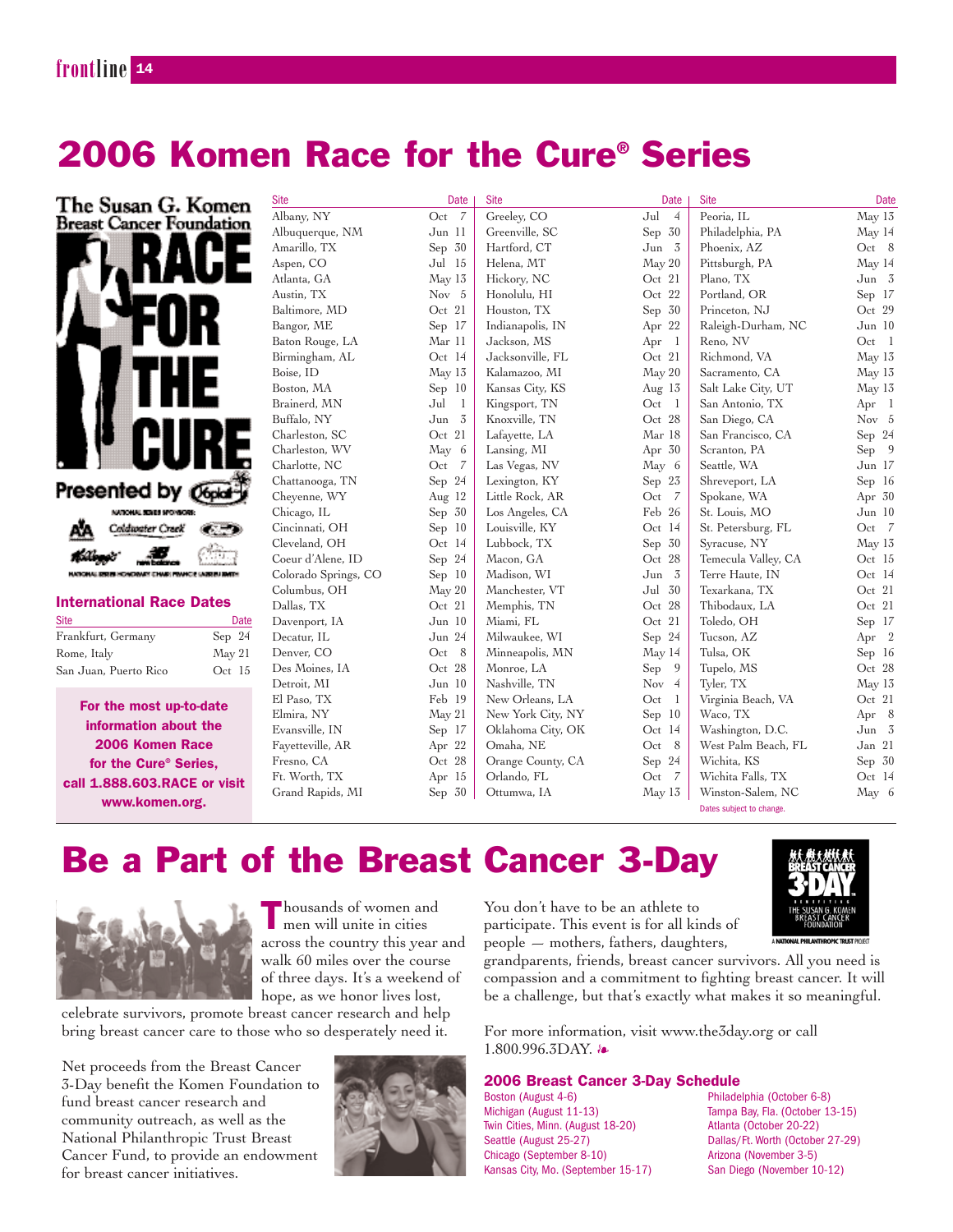# 2006 Komen Race for the Cure® Series

| Site | Date |
|---|---|
| Albany, NY | Oct 7 |
| Albuquerque, NM | Jun 11 |
| Amarillo, TX | Sep 30 |
| Aspen, CO | Jul 15 |
| Atlanta, GA | May 13 |
| Austin, TX | Nov 5 |
| Baltimore, MD | Oct 21 |
| Bangor, ME | Sep 17 |
| Baton Rouge, LA | Mar 11 |
| Birmingham, AL | Oct 14 |
| Boise, ID | May 13 |
| Boston, MA | Sep 10 |
| Brainerd, MN | Jul 1 |
| Buffalo, NY | Jun 3 |
| Charleston, SC | Oct 21 |
| Charleston, WV | May 6 |
| Charlotte, NC | Oct 7 |
| Chattanooga, TN | Sep 24 |
| Cheyenne, WY | Aug 12 |
| Chicago, IL | Sep 30 |
| Cincinnati, OH | Sep 10 |
| Cleveland, OH | Oct 14 |
| Coeur d'Alene, ID | Sep 24 |
| Colorado Springs, CO | Sep 10 |
| Columbus, OH | May 20 |
| Dallas, TX | Oct 21 |
| Davenport, IA | Jun 10 |
| Decatur, IL | Jun 24 |
| Denver, CO | Oct 8 |
| Des Moines, IA | Oct 28 |
| Detroit, MI | Jun 10 |
| El Paso, TX | Feb 19 |
| Elmira, NY | May 21 |
| Evansville, IN | Sep 17 |
| Fayetteville, AR | Apr 22 |
| Fresno, CA | Oct 28 |
| Ft. Worth, TX | Apr 15 |
| Grand Rapids, MI | Sep 30 |
| Greeley, CO | Jul 4 |
| Greenville, SC | Sep 30 |
| Hartford, CT | Jun 3 |
| Helena, MT | May 20 |
| Hickory, NC | Oct 21 |
| Honolulu, HI | Oct 22 |
| Houston, TX | Sep 30 |
| Indianapolis, IN | Apr 22 |
| Jackson, MS | Apr 1 |
| Jacksonville, FL | Oct 21 |
| Kalamazoo, MI | May 20 |
| Kansas City, KS | Aug 13 |
| Kingsport, TN | Oct 1 |
| Knoxville, TN | Oct 28 |
| Lafayette, LA | Mar 18 |
| Lansing, MI | Apr 30 |
| Las Vegas, NV | May 6 |
| Lexington, KY | Sep 23 |
| Little Rock, AR | Oct 7 |
| Los Angeles, CA | Feb 26 |
| Louisville, KY | Oct 14 |
| Lubbock, TX | Sep 30 |
| Macon, GA | Oct 28 |
| Madison, WI | Jun 3 |
| Manchester, VT | Jul 30 |
| Memphis, TN | Oct 28 |
| Miami, FL | Oct 21 |
| Milwaukee, WI | Sep 24 |
| Minneapolis, MN | May 14 |
| Monroe, LA | Sep 9 |
| Nashville, TN | Nov 4 |
| New Orleans, LA | Oct 1 |
| New York City, NY | Sep 10 |
| Oklahoma City, OK | Oct 14 |
| Omaha, NE | Oct 8 |
| Orange County, CA | Sep 24 |
| Orlando, FL | Oct 7 |
| Ottumwa, IA | May 13 |
| Peoria, IL | May 13 |
| Philadelphia, PA | May 14 |
| Phoenix, AZ | Oct 8 |
| Pittsburgh, PA | May 14 |
| Plano, TX | Jun 3 |
| Portland, OR | Sep 17 |
| Princeton, NJ | Oct 29 |
| Raleigh-Durham, NC | Jun 10 |
| Reno, NV | Oct 1 |
| Richmond, VA | May 13 |
| Sacramento, CA | May 13 |
| Salt Lake City, UT | May 13 |
| San Antonio, TX | Apr 1 |
| San Diego, CA | Nov 5 |
| San Francisco, CA | Sep 24 |
| Scranton, PA | Sep 9 |
| Seattle, WA | Jun 17 |
| Shreveport, LA | Sep 16 |
| Spokane, WA | Apr 30 |
| St. Louis, MO | Jun 10 |
| St. Petersburg, FL | Oct 7 |
| Syracuse, NY | May 13 |
| Temecula Valley, CA | Oct 15 |
| Terre Haute, IN | Oct 14 |
| Texarkana, TX | Oct 21 |
| Thibodaux, LA | Oct 21 |
| Toledo, OH | Sep 17 |
| Tucson, AZ | Apr 2 |
| Tulsa, OK | Sep 16 |
| Tupelo, MS | Oct 28 |
| Tyler, TX | May 13 |
| Virginia Beach, VA | Oct 21 |
| Waco, TX | Apr 8 |
| Washington, D.C. | Jun 3 |
| West Palm Beach, FL | Jan 21 |
| Wichita, KS | Sep 30 |
| Wichita Falls, TX | Oct 14 |
| Winston-Salem, NC | May 6 |

Dates subject to change.

### International Race Dates

| Site | Date |
|---|---|
| Frankfurt, Germany | Sep 24 |
| Rome, Italy | May 21 |
| San Juan, Puerto Rico | Oct 15 |

**For the most up-to-date information about the 2006 Komen Race for the Cure® Series, call 1.888.603.RACE or visit www.komen.org.**

# Be a Part of the Breast Cancer 3-Day

Thousands of women and men will unite in cities across the country this year and walk 60 miles over the course of three days. It's a weekend of hope, as we honor lives lost, celebrate survivors, promote breast cancer research and help bring breast cancer care to those who so desperately need it.

Net proceeds from the Breast Cancer 3-Day benefit the Komen Foundation to fund breast cancer research and community outreach, as well as the National Philanthropic Trust Breast Cancer Fund, to provide an endowment for breast cancer initiatives.

You don't have to be an athlete to participate. This event is for all kinds of people — mothers, fathers, daughters, grandparents, friends, breast cancer survivors. All you need is compassion and a commitment to fighting breast cancer. It will be a challenge, but that's exactly what makes it so meaningful.

For more information, visit www.the3day.org or call 1.800.996.3DAY.

### 2006 Breast Cancer 3-Day Schedule

- Boston (August 4-6)
- Michigan (August 11-13)
- Twin Cities, Minn. (August 18-20)
- Seattle (August 25-27)
- Chicago (September 8-10)
- Kansas City, Mo. (September 15-17)
- Philadelphia (October 6-8)
- Tampa Bay, Fla. (October 13-15)
- Atlanta (October 20-22)
- Dallas/Ft. Worth (October 27-29)
- Arizona (November 3-5)
- San Diego (November 10-12)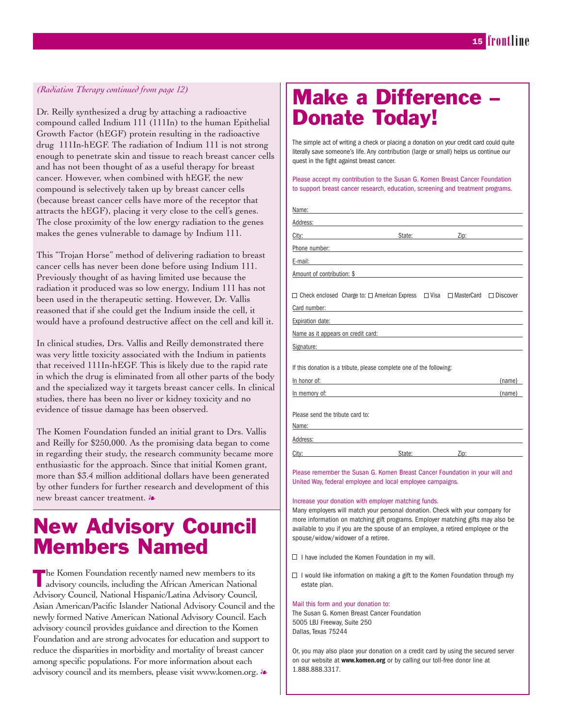*(Radiation Therapy continued from page 12)*

Dr. Reilly synthesized a drug by attaching a radioactive compound called Indium 111 (111In) to the human Epithelial Growth Factor (hEGF) protein resulting in the radioactive drug 111In-hEGF. The radiation of Indium 111 is not strong enough to penetrate skin and tissue to reach breast cancer cells and has not been thought of as a useful therapy for breast cancer. However, when combined with hEGF, the new compound is selectively taken up by breast cancer cells (because breast cancer cells have more of the receptor that attracts the hEGF), placing it very close to the cell's genes. The close proximity of the low energy radiation to the genes makes the genes vulnerable to damage by Indium 111.

This "Trojan Horse" method of delivering radiation to breast cancer cells has never been done before using Indium 111. Previously thought of as having limited use because the radiation it produced was so low energy, Indium 111 has not been used in the therapeutic setting. However, Dr. Vallis reasoned that if she could get the Indium inside the cell, it would have a profound destructive affect on the cell and kill it.

In clinical studies, Drs. Vallis and Reilly demonstrated there was very little toxicity associated with the Indium in patients that received 111In-hEGF. This is likely due to the rapid rate in which the drug is eliminated from all other parts of the body and the specialized way it targets breast cancer cells. In clinical studies, there has been no liver or kidney toxicity and no evidence of tissue damage has been observed.

The Komen Foundation funded an initial grant to Drs. Vallis and Reilly for $250,000. As the promising data began to come in regarding their study, the research community became more enthusiastic for the approach. Since that initial Komen grant, more than $3.4 million additional dollars have been generated by other funders for further research and development of this new breast cancer treatment. ❧

# New Advisory Council Members Named

The Komen Foundation recently named new members to its advisory councils, including the African American National Advisory Council, National Hispanic/Latina Advisory Council, Asian American/Pacific Islander National Advisory Council and the newly formed Native American National Advisory Council. Each advisory council provides guidance and direction to the Komen Foundation and are strong advocates for education and support to reduce the disparities in morbidity and mortality of breast cancer among specific populations. For more information about each advisory council and its members, please visit www.komen.org. ❧

# Make a Difference – Donate Today!

The simple act of writing a check or placing a donation on your credit card could quite literally save someone's life. Any contribution (large or small) helps us continue our quest in the fight against breast cancer.

Please accept my contribution to the Susan G. Komen Breast Cancer Foundation to support breast cancer research, education, screening and treatment programs.

Name: \_\_\_\_\_\_\_\_\_\_

Address: \_\_\_\_\_\_\_\_\_\_

City: \_\_\_\_\_\_\_\_\_\_ State: \_\_\_\_\_\_ Zip: \_\_\_\_\_\_

Phone number: \_\_\_\_\_\_\_\_\_\_

E-mail: \_\_\_\_\_\_\_\_\_\_

Amount of contribution: $ \_\_\_\_\_\_\_\_\_\_

☐ Check enclosed Charge to: ☐ American Express ☐ Visa ☐ MasterCard ☐ Discover

Card number: \_\_\_\_\_\_\_\_\_\_

Expiration date: \_\_\_\_\_\_\_\_\_\_

Name as it appears on credit card: \_\_\_\_\_\_\_\_\_\_

Signature: \_\_\_\_\_\_\_\_\_\_

If this donation is a tribute, please complete one of the following:

In honor of: \_\_\_\_\_\_\_\_\_\_ (name)

In memory of: \_\_\_\_\_\_\_\_\_\_ (name)

Please send the tribute card to:

Name: \_\_\_\_\_\_\_\_\_\_

Address: \_\_\_\_\_\_\_\_\_\_

City: \_\_\_\_\_\_\_\_\_\_ State: \_\_\_\_\_\_ Zip: \_\_\_\_\_\_

Please remember the Susan G. Komen Breast Cancer Foundation in your will and United Way, federal employee and local employee campaigns.

Increase your donation with employer matching funds.
Many employers will match your personal donation. Check with your company for more information on matching gift programs. Employer matching gifts may also be available to you if you are the spouse of an employee, a retired employee or the spouse/widow/widower of a retiree.

☐ I have included the Komen Foundation in my will.

☐ I would like information on making a gift to the Komen Foundation through my estate plan.

Mail this form and your donation to:
The Susan G. Komen Breast Cancer Foundation
5005 LBJ Freeway, Suite 250
Dallas, Texas 75244

Or, you may also place your donation on a credit card by using the secured server on our website at **www.komen.org** or by calling our toll-free donor line at 1.888.888.3317.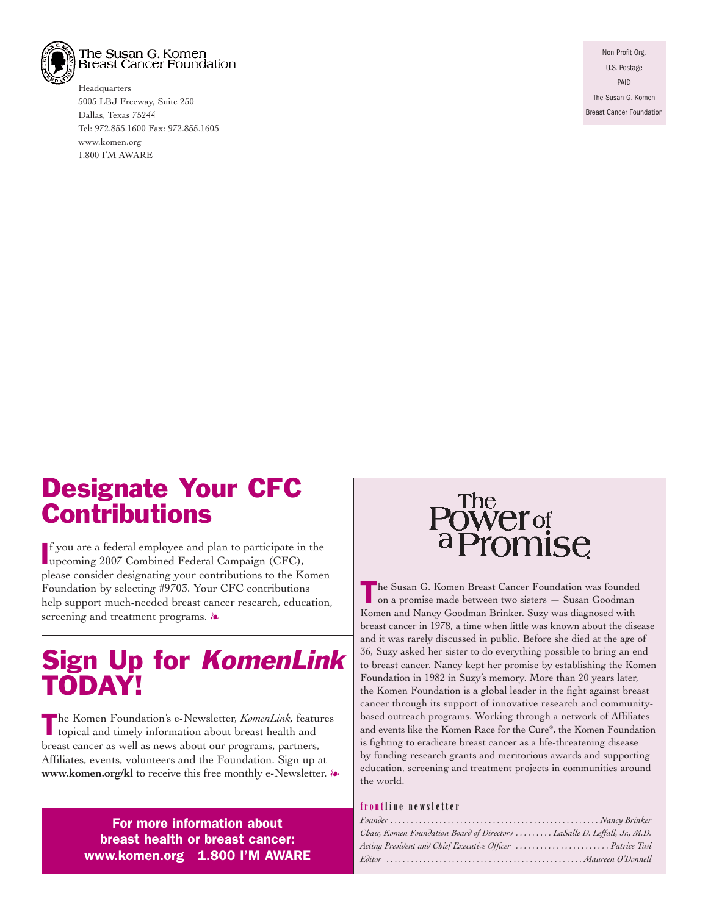The Susan G. Komen Breast Cancer Foundation

Headquarters
5005 LBJ Freeway, Suite 250
Dallas, Texas 75244
Tel: 972.855.1600 Fax: 972.855.1605
www.komen.org
1.800 I'M AWARE

Non Profit Org.
U.S. Postage
PAID
The Susan G. Komen
Breast Cancer Foundation

## Designate Your CFC Contributions

If you are a federal employee and plan to participate in the upcoming 2007 Combined Federal Campaign (CFC), please consider designating your contributions to the Komen Foundation by selecting #9703. Your CFC contributions help support much-needed breast cancer research, education, screening and treatment programs. ❧

## Sign Up for *KomenLink* TODAY!

The Komen Foundation's e-Newsletter, *KomenLink,* features topical and timely information about breast health and breast cancer as well as news about our programs, partners, Affiliates, events, volunteers and the Foundation. Sign up at **www.komen.org/kl** to receive this free monthly e-Newsletter. ❧

**For more information about breast health or breast cancer: www.komen.org 1.800 I'M AWARE**

## The Power of a Promise

The Susan G. Komen Breast Cancer Foundation was founded on a promise made between two sisters — Susan Goodman Komen and Nancy Goodman Brinker. Suzy was diagnosed with breast cancer in 1978, a time when little was known about the disease and it was rarely discussed in public. Before she died at the age of 36, Suzy asked her sister to do everything possible to bring an end to breast cancer. Nancy kept her promise by establishing the Komen Foundation in 1982 in Suzy's memory. More than 20 years later, the Komen Foundation is a global leader in the fight against breast cancer through its support of innovative research and community-based outreach programs. Working through a network of Affiliates and events like the Komen Race for the Cure®, the Komen Foundation is fighting to eradicate breast cancer as a life-threatening disease by funding research grants and meritorious awards and supporting education, screening and treatment projects in communities around the world.

**frontline newsletter**

*Founder* .......... *Nancy Brinker*
*Chair, Komen Foundation Board of Directors* .......... *LaSalle D. Leffall, Jr., M.D.*
*Acting President and Chief Executive Officer* .......... *Patrice Tosi*
*Editor* .......... *Maureen O'Donnell*